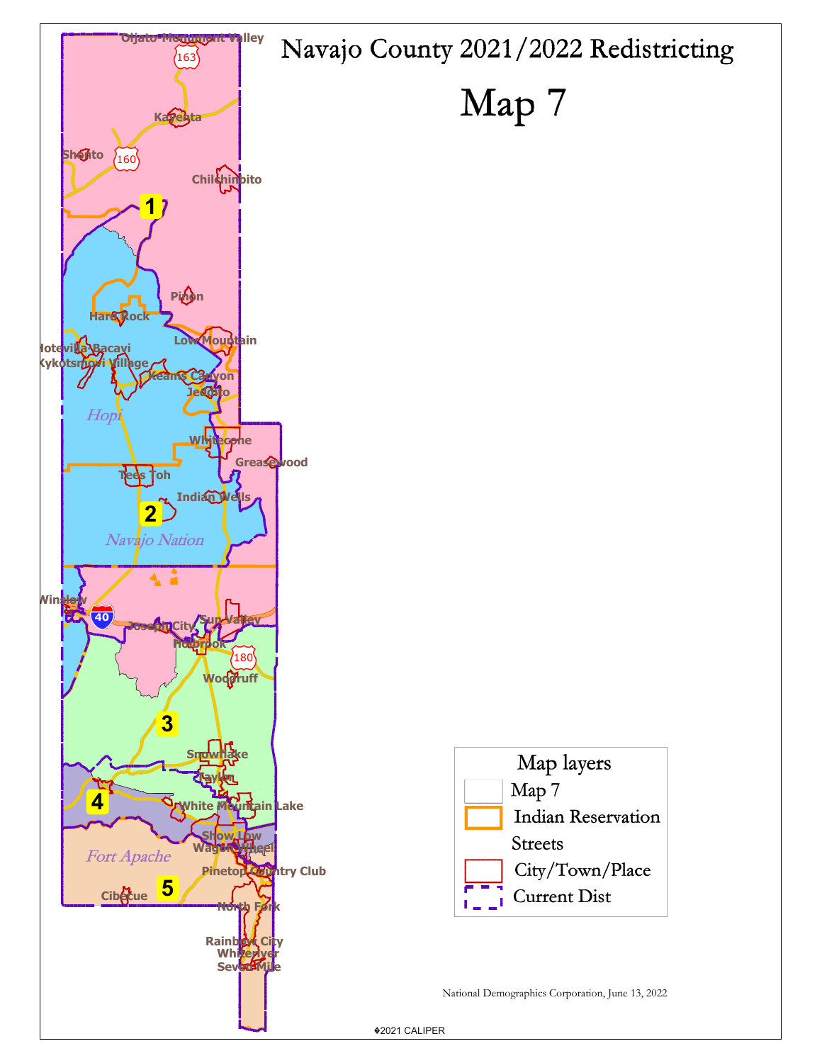# Navajo County 2021/2022 Redistricting

## Map 7

Oljato-Monument Valley
163
Kayenta
Shonto
160
Chilchinbito
1
Pinon
Hard Rock
Low Mountain
Hotevilla-Bacavi
Kykotsmovi Village
Keams Canyon
Jeddito
Hopi
Whitecone
Greasewood
Tees Toh
Indian Wells
2
Navajo Nation
Winslow
40
Joseph City
Sun Valley
Holbrook
180
Woodruff
3
Snowflake
Taylor
4
White Mountain Lake
Show Low
Wagon Wheel
Fort Apache
Pinetop-Country Club
5
Cibecue
North Fork
Rainbow City
Whiteriver
Seven Mile

**Map layers**

- Map 7
- Indian Reservation
- Streets
- City/Town/Place
- Current Dist

National Demographics Corporation, June 13, 2022

©2021 CALIPER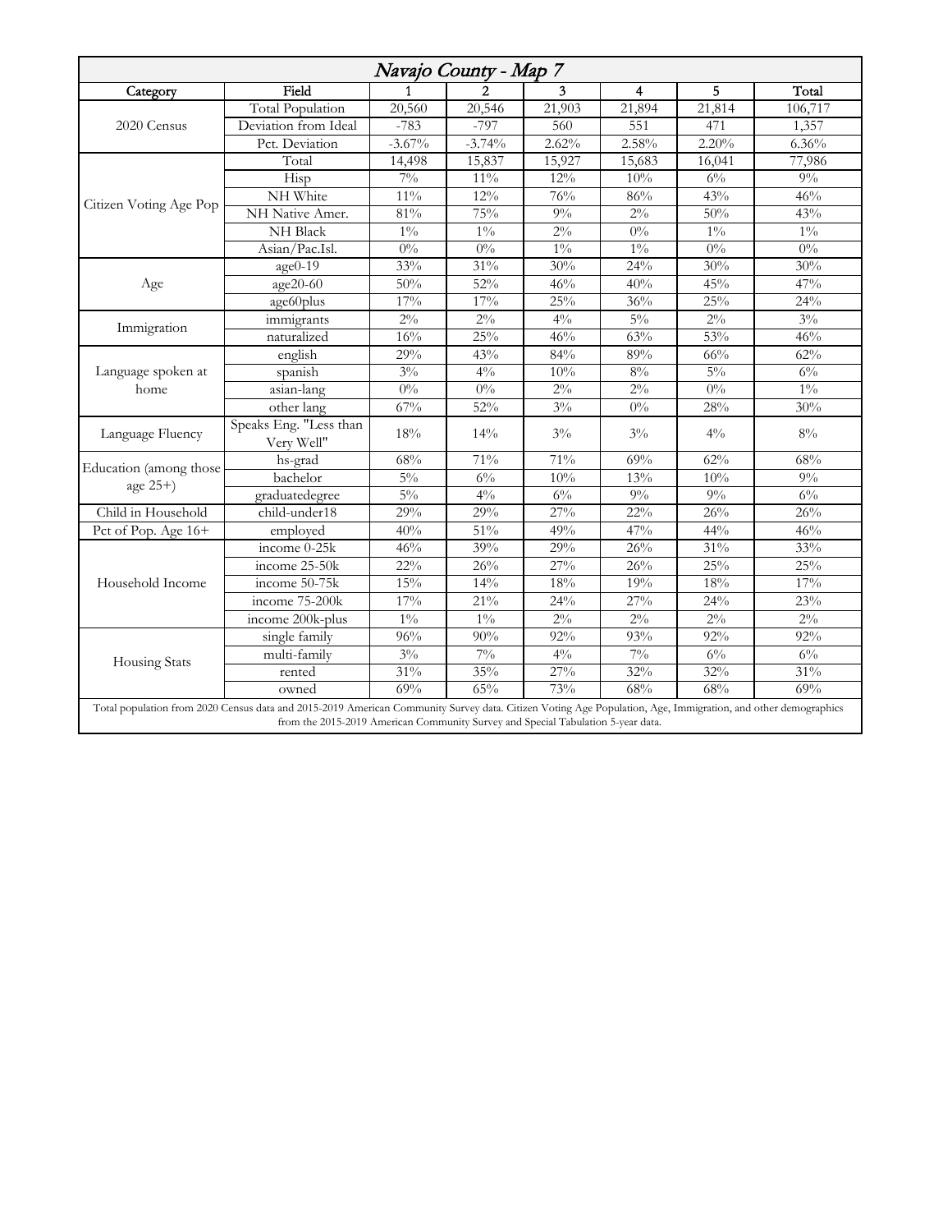# Navajo County - Map 7

| Category | Field | 1 | 2 | 3 | 4 | 5 | Total |
|---|---|---|---|---|---|---|---|
| 2020 Census | Total Population | 20,560 | 20,546 | 21,903 | 21,894 | 21,814 | 106,717 |
| | Deviation from Ideal | -783 | -797 | 560 | 551 | 471 | 1,357 |
| | Pct. Deviation | -3.67% | -3.74% | 2.62% | 2.58% | 2.20% | 6.36% |
| Citizen Voting Age Pop | Total | 14,498 | 15,837 | 15,927 | 15,683 | 16,041 | 77,986 |
| | Hisp | 7% | 11% | 12% | 10% | 6% | 9% |
| | NH White | 11% | 12% | 76% | 86% | 43% | 46% |
| | NH Native Amer. | 81% | 75% | 9% | 2% | 50% | 43% |
| | NH Black | 1% | 1% | 2% | 0% | 1% | 1% |
| | Asian/Pac.Isl. | 0% | 0% | 1% | 1% | 0% | 0% |
| Age | age0-19 | 33% | 31% | 30% | 24% | 30% | 30% |
| | age20-60 | 50% | 52% | 46% | 40% | 45% | 47% |
| | age60plus | 17% | 17% | 25% | 36% | 25% | 24% |
| Immigration | immigrants | 2% | 2% | 4% | 5% | 2% | 3% |
| | naturalized | 16% | 25% | 46% | 63% | 53% | 46% |
| Language spoken at home | english | 29% | 43% | 84% | 89% | 66% | 62% |
| | spanish | 3% | 4% | 10% | 8% | 5% | 6% |
| | asian-lang | 0% | 0% | 2% | 2% | 0% | 1% |
| | other lang | 67% | 52% | 3% | 0% | 28% | 30% |
| Language Fluency | Speaks Eng. "Less than Very Well" | 18% | 14% | 3% | 3% | 4% | 8% |
| Education (among those age 25+) | hs-grad | 68% | 71% | 71% | 69% | 62% | 68% |
| | bachelor | 5% | 6% | 10% | 13% | 10% | 9% |
| | graduatedegree | 5% | 4% | 6% | 9% | 9% | 6% |
| Child in Household | child-under18 | 29% | 29% | 27% | 22% | 26% | 26% |
| Pct of Pop. Age 16+ | employed | 40% | 51% | 49% | 47% | 44% | 46% |
| Household Income | income 0-25k | 46% | 39% | 29% | 26% | 31% | 33% |
| | income 25-50k | 22% | 26% | 27% | 26% | 25% | 25% |
| | income 50-75k | 15% | 14% | 18% | 19% | 18% | 17% |
| | income 75-200k | 17% | 21% | 24% | 27% | 24% | 23% |
| | income 200k-plus | 1% | 1% | 2% | 2% | 2% | 2% |
| Housing Stats | single family | 96% | 90% | 92% | 93% | 92% | 92% |
| | multi-family | 3% | 7% | 4% | 7% | 6% | 6% |
| | rented | 31% | 35% | 27% | 32% | 32% | 31% |
| | owned | 69% | 65% | 73% | 68% | 68% | 69% |

Total population from 2020 Census data and 2015-2019 American Community Survey data. Citizen Voting Age Population, Age, Immigration, and other demographics from the 2015-2019 American Community Survey and Special Tabulation 5-year data.